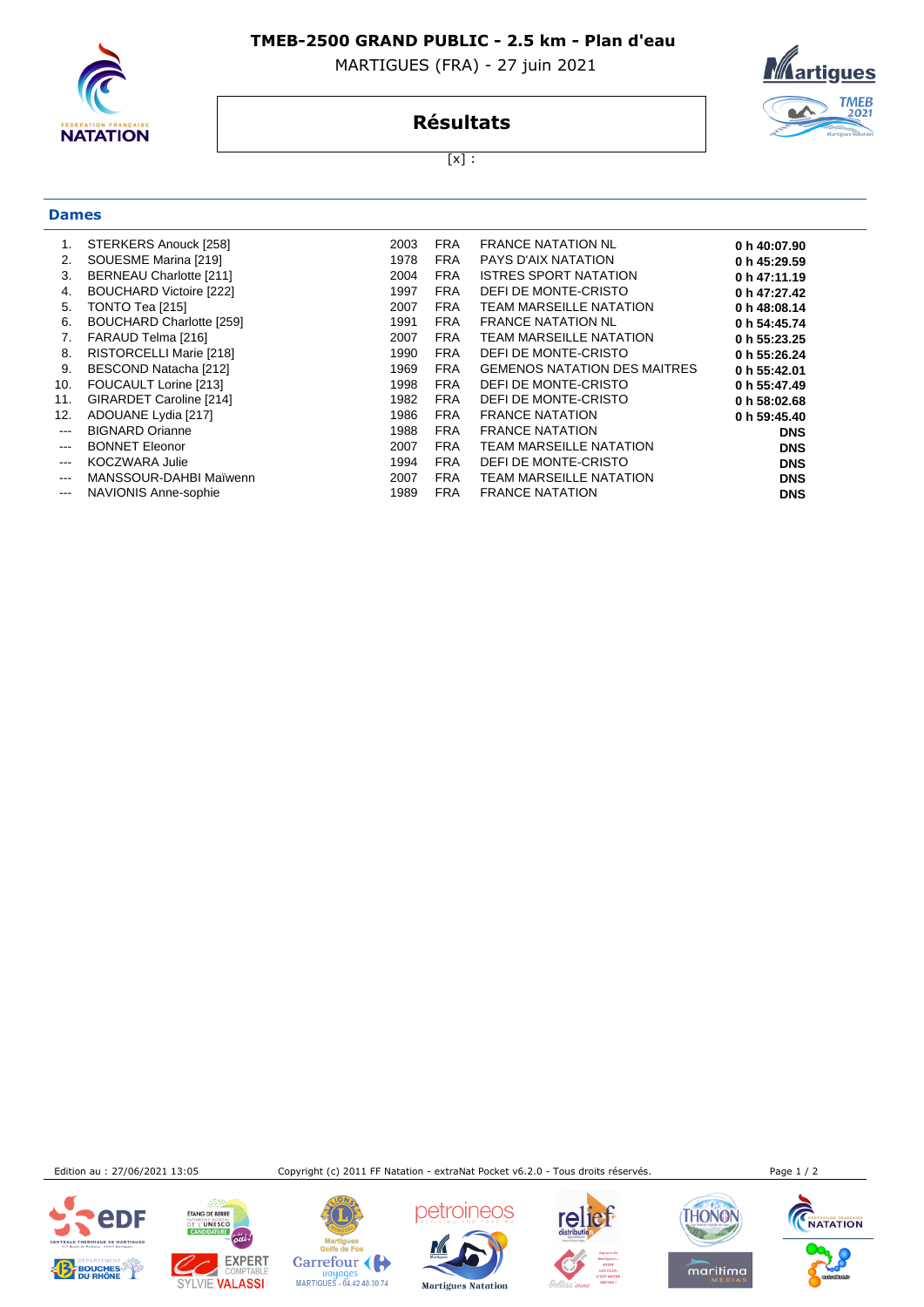# TMEB-2500 GRAND PUBLIC - 2.5 km - Plan d'eau

MARTIGUES (FRA) - 27 juin 2021

## Résultats

[x] :

### Dames

| | | | | | |
|---|---|---|---|---|---|
| 1. | STERKERS Anouck [258] | 2003 | FRA | FRANCE NATATION NL | **0 h 40:07.90** |
| 2. | SOUESME Marina [219] | 1978 | FRA | PAYS D'AIX NATATION | **0 h 45:29.59** |
| 3. | BERNEAU Charlotte [211] | 2004 | FRA | ISTRES SPORT NATATION | **0 h 47:11.19** |
| 4. | BOUCHARD Victoire [222] | 1997 | FRA | DEFI DE MONTE-CRISTO | **0 h 47:27.42** |
| 5. | TONTO Tea [215] | 2007 | FRA | TEAM MARSEILLE NATATION | **0 h 48:08.14** |
| 6. | BOUCHARD Charlotte [259] | 1991 | FRA | FRANCE NATATION NL | **0 h 54:45.74** |
| 7. | FARAUD Telma [216] | 2007 | FRA | TEAM MARSEILLE NATATION | **0 h 55:23.25** |
| 8. | RISTORCELLI Marie [218] | 1990 | FRA | DEFI DE MONTE-CRISTO | **0 h 55:26.24** |
| 9. | BESCOND Natacha [212] | 1969 | FRA | GEMENOS NATATION DES MAITRES | **0 h 55:42.01** |
| 10. | FOUCAULT Lorine [213] | 1998 | FRA | DEFI DE MONTE-CRISTO | **0 h 55:47.49** |
| 11. | GIRARDET Caroline [214] | 1982 | FRA | DEFI DE MONTE-CRISTO | **0 h 58:02.68** |
| 12. | ADOUANE Lydia [217] | 1986 | FRA | FRANCE NATATION | **0 h 59:45.40** |
| --- | BIGNARD Orianne | 1988 | FRA | FRANCE NATATION | **DNS** |
| --- | BONNET Eleonor | 2007 | FRA | TEAM MARSEILLE NATATION | **DNS** |
| --- | KOCZWARA Julie | 1994 | FRA | DEFI DE MONTE-CRISTO | **DNS** |
| --- | MANSSOUR-DAHBI Maïwenn | 2007 | FRA | TEAM MARSEILLE NATATION | **DNS** |
| --- | NAVIONIS Anne-sophie | 1989 | FRA | FRANCE NATATION | **DNS** |

Edition au : 27/06/2021 13:05 Copyright (c) 2011 FF Natation - extraNat Pocket v6.2.0 - Tous droits réservés.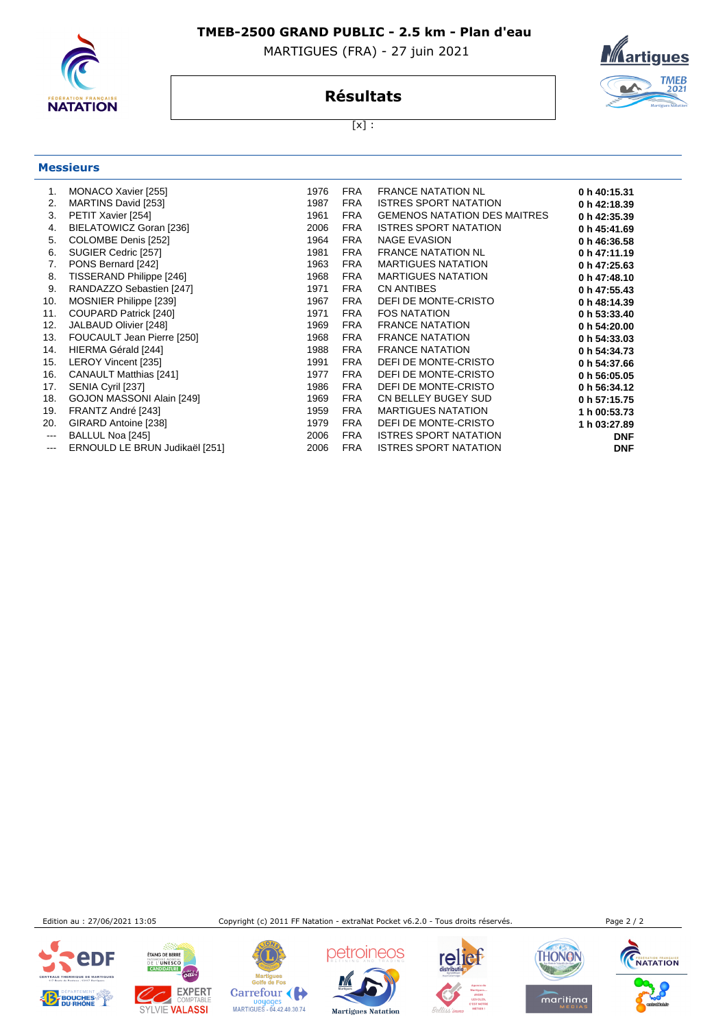# TMEB-2500 GRAND PUBLIC - 2.5 km - Plan d'eau

MARTIGUES (FRA) - 27 juin 2021

## Résultats

[x] :

### Messieurs

| | | | | | |
|---|---|---|---|---|---|
| 1. | MONACO Xavier [255] | 1976 | FRA | FRANCE NATATION NL | **0 h 40:15.31** |
| 2. | MARTINS David [253] | 1987 | FRA | ISTRES SPORT NATATION | **0 h 42:18.39** |
| 3. | PETIT Xavier [254] | 1961 | FRA | GEMENOS NATATION DES MAITRES | **0 h 42:35.39** |
| 4. | BIELATOWICZ Goran [236] | 2006 | FRA | ISTRES SPORT NATATION | **0 h 45:41.69** |
| 5. | COLOMBE Denis [252] | 1964 | FRA | NAGE EVASION | **0 h 46:36.58** |
| 6. | SUGIER Cedric [257] | 1981 | FRA | FRANCE NATATION NL | **0 h 47:11.19** |
| 7. | PONS Bernard [242] | 1963 | FRA | MARTIGUES NATATION | **0 h 47:25.63** |
| 8. | TISSERAND Philippe [246] | 1968 | FRA | MARTIGUES NATATION | **0 h 47:48.10** |
| 9. | RANDAZZO Sebastien [247] | 1971 | FRA | CN ANTIBES | **0 h 47:55.43** |
| 10. | MOSNIER Philippe [239] | 1967 | FRA | DEFI DE MONTE-CRISTO | **0 h 48:14.39** |
| 11. | COUPARD Patrick [240] | 1971 | FRA | FOS NATATION | **0 h 53:33.40** |
| 12. | JALBAUD Olivier [248] | 1969 | FRA | FRANCE NATATION | **0 h 54:20.00** |
| 13. | FOUCAULT Jean Pierre [250] | 1968 | FRA | FRANCE NATATION | **0 h 54:33.03** |
| 14. | HIERMA Gérald [244] | 1988 | FRA | FRANCE NATATION | **0 h 54:34.73** |
| 15. | LEROY Vincent [235] | 1991 | FRA | DEFI DE MONTE-CRISTO | **0 h 54:37.66** |
| 16. | CANAULT Matthias [241] | 1977 | FRA | DEFI DE MONTE-CRISTO | **0 h 56:05.05** |
| 17. | SENIA Cyril [237] | 1986 | FRA | DEFI DE MONTE-CRISTO | **0 h 56:34.12** |
| 18. | GOJON MASSONI Alain [249] | 1969 | FRA | CN BELLEY BUGEY SUD | **0 h 57:15.75** |
| 19. | FRANTZ André [243] | 1959 | FRA | MARTIGUES NATATION | **1 h 00:53.73** |
| 20. | GIRARD Antoine [238] | 1979 | FRA | DEFI DE MONTE-CRISTO | **1 h 03:27.89** |
| --- | BALLUL Noa [245] | 2006 | FRA | ISTRES SPORT NATATION | **DNF** |
| --- | ERNOULD LE BRUN Judikaël [251] | 2006 | FRA | ISTRES SPORT NATATION | **DNF** |

Edition au : 27/06/2021 13:05    Copyright (c) 2011 FF Natation - extraNat Pocket v6.2.0 - Tous droits réservés.